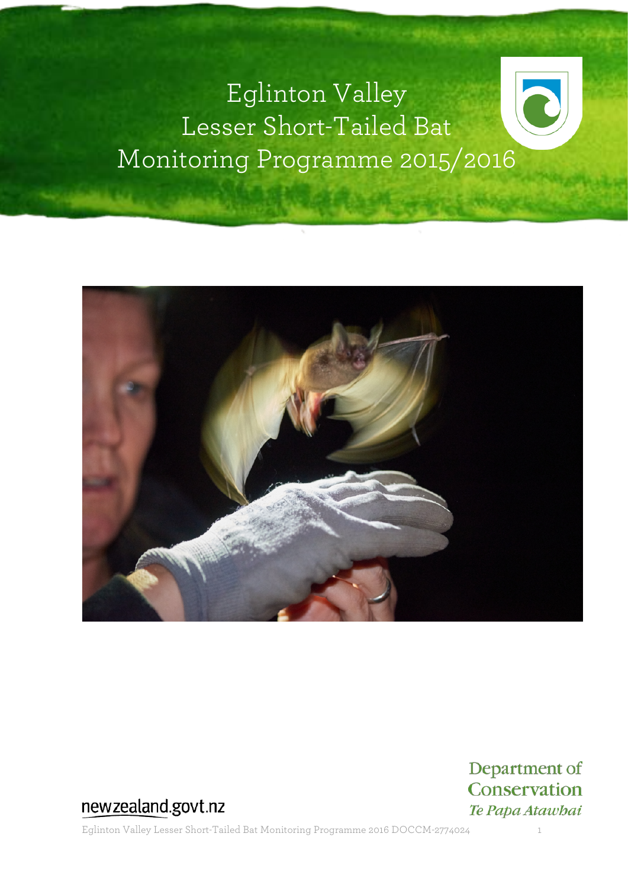# Eglinton Valley Lesser Short-Tailed Bat Monitoring Programme 2015/2016

Department of Conservation
*Te Papa Atawhai*

newzealand.govt.nz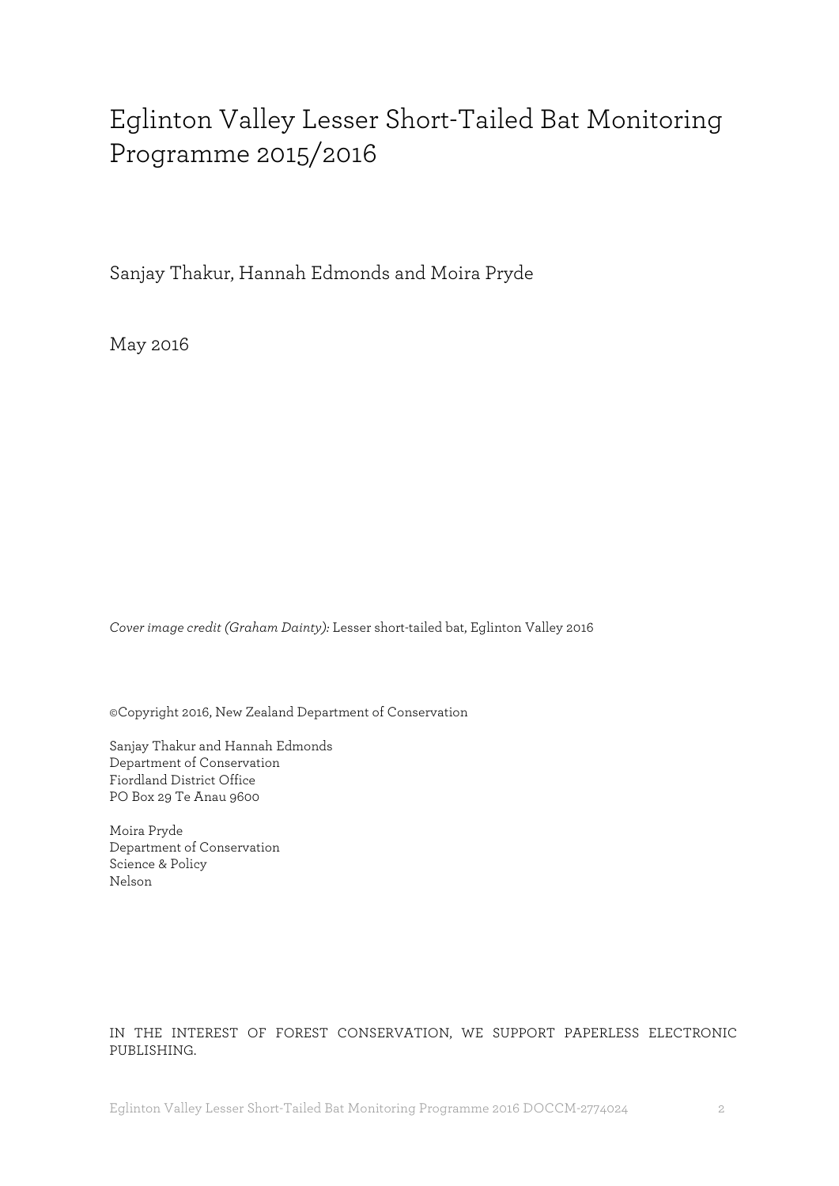# Eglinton Valley Lesser Short-Tailed Bat Monitoring Programme 2015/2016

Sanjay Thakur, Hannah Edmonds and Moira Pryde

May 2016

*Cover image credit (Graham Dainty):* Lesser short-tailed bat, Eglinton Valley 2016

©Copyright 2016, New Zealand Department of Conservation

Sanjay Thakur and Hannah Edmonds  
Department of Conservation  
Fiordland District Office  
PO Box 29 Te Anau 9600

Moira Pryde  
Department of Conservation  
Science & Policy  
Nelson

IN THE INTEREST OF FOREST CONSERVATION, WE SUPPORT PAPERLESS ELECTRONIC PUBLISHING.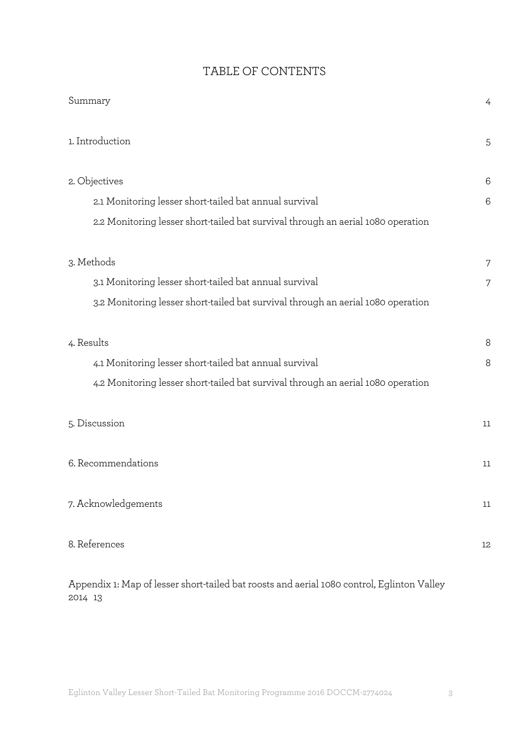# TABLE OF CONTENTS

Summary 4

1. Introduction 5

2. Objectives 6

    2.1 Monitoring lesser short-tailed bat annual survival 6

    2.2 Monitoring lesser short-tailed bat survival through an aerial 1080 operation

3. Methods 7

    3.1 Monitoring lesser short-tailed bat annual survival 7

    3.2 Monitoring lesser short-tailed bat survival through an aerial 1080 operation

4. Results 8

    4.1 Monitoring lesser short-tailed bat annual survival 8

    4.2 Monitoring lesser short-tailed bat survival through an aerial 1080 operation

5. Discussion 11

6. Recommendations 11

7. Acknowledgements 11

8. References 12

Appendix 1: Map of lesser short-tailed bat roosts and aerial 1080 control, Eglinton Valley 2014 13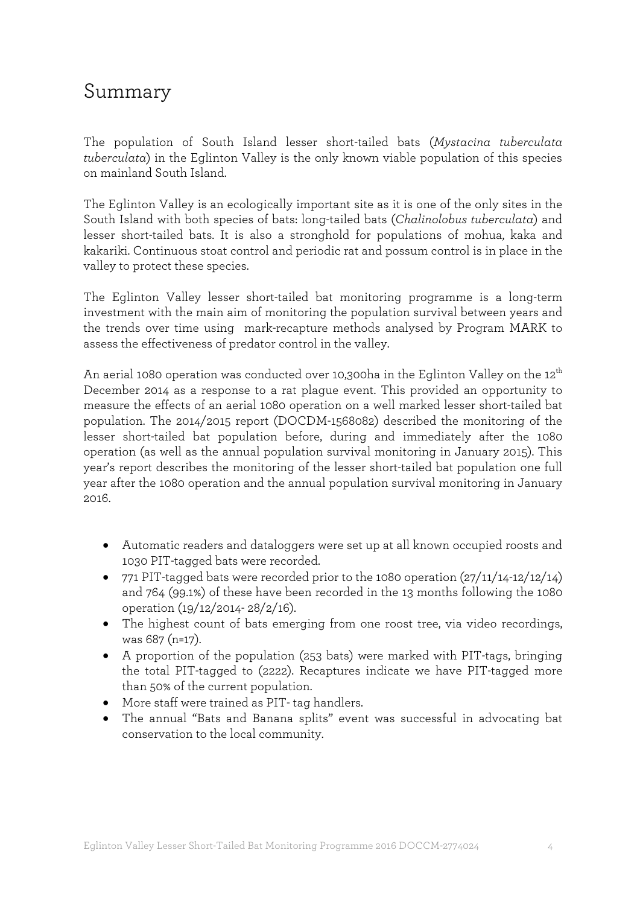# Summary

The population of South Island lesser short-tailed bats (*Mystacina tuberculata tuberculata*) in the Eglinton Valley is the only known viable population of this species on mainland South Island.

The Eglinton Valley is an ecologically important site as it is one of the only sites in the South Island with both species of bats: long-tailed bats (*Chalinolobus tuberculata*) and lesser short-tailed bats. It is also a stronghold for populations of mohua, kaka and kakariki. Continuous stoat control and periodic rat and possum control is in place in the valley to protect these species.

The Eglinton Valley lesser short-tailed bat monitoring programme is a long-term investment with the main aim of monitoring the population survival between years and the trends over time using mark-recapture methods analysed by Program MARK to assess the effectiveness of predator control in the valley.

An aerial 1080 operation was conducted over 10,300ha in the Eglinton Valley on the 12th December 2014 as a response to a rat plague event. This provided an opportunity to measure the effects of an aerial 1080 operation on a well marked lesser short-tailed bat population. The 2014/2015 report (DOCDM-1568082) described the monitoring of the lesser short-tailed bat population before, during and immediately after the 1080 operation (as well as the annual population survival monitoring in January 2015). This year's report describes the monitoring of the lesser short-tailed bat population one full year after the 1080 operation and the annual population survival monitoring in January 2016.

- Automatic readers and dataloggers were set up at all known occupied roosts and 1030 PIT-tagged bats were recorded.
- 771 PIT-tagged bats were recorded prior to the 1080 operation (27/11/14-12/12/14) and 764 (99.1%) of these have been recorded in the 13 months following the 1080 operation (19/12/2014- 28/2/16).
- The highest count of bats emerging from one roost tree, via video recordings, was 687 (n=17).
- A proportion of the population (253 bats) were marked with PIT-tags, bringing the total PIT-tagged to (2222). Recaptures indicate we have PIT-tagged more than 50% of the current population.
- More staff were trained as PIT- tag handlers.
- The annual "Bats and Banana splits" event was successful in advocating bat conservation to the local community.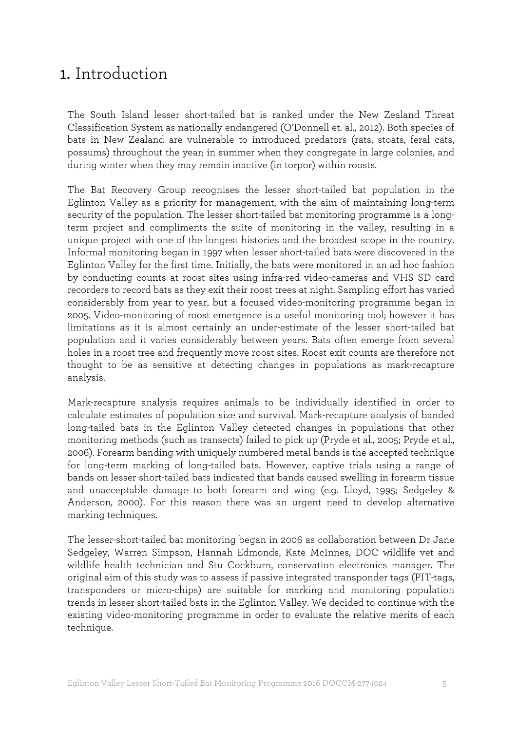# 1. Introduction

The South Island lesser short-tailed bat is ranked under the New Zealand Threat Classification System as nationally endangered (O'Donnell et. al., 2012). Both species of bats in New Zealand are vulnerable to introduced predators (rats, stoats, feral cats, possums) throughout the year; in summer when they congregate in large colonies, and during winter when they may remain inactive (in torpor) within roosts.

The Bat Recovery Group recognises the lesser short-tailed bat population in the Eglinton Valley as a priority for management, with the aim of maintaining long-term security of the population. The lesser short-tailed bat monitoring programme is a long-term project and compliments the suite of monitoring in the valley, resulting in a unique project with one of the longest histories and the broadest scope in the country. Informal monitoring began in 1997 when lesser short-tailed bats were discovered in the Eglinton Valley for the first time. Initially, the bats were monitored in an ad hoc fashion by conducting counts at roost sites using infra-red video-cameras and VHS SD card recorders to record bats as they exit their roost trees at night. Sampling effort has varied considerably from year to year, but a focused video-monitoring programme began in 2005. Video-monitoring of roost emergence is a useful monitoring tool; however it has limitations as it is almost certainly an under-estimate of the lesser short-tailed bat population and it varies considerably between years. Bats often emerge from several holes in a roost tree and frequently move roost sites. Roost exit counts are therefore not thought to be as sensitive at detecting changes in populations as mark-recapture analysis.

Mark-recapture analysis requires animals to be individually identified in order to calculate estimates of population size and survival. Mark-recapture analysis of banded long-tailed bats in the Eglinton Valley detected changes in populations that other monitoring methods (such as transects) failed to pick up (Pryde et al., 2005; Pryde et al., 2006). Forearm banding with uniquely numbered metal bands is the accepted technique for long-term marking of long-tailed bats. However, captive trials using a range of bands on lesser short-tailed bats indicated that bands caused swelling in forearm tissue and unacceptable damage to both forearm and wing (e.g. Lloyd, 1995; Sedgeley & Anderson, 2000). For this reason there was an urgent need to develop alternative marking techniques.

The lesser-short-tailed bat monitoring began in 2006 as collaboration between Dr Jane Sedgeley, Warren Simpson, Hannah Edmonds, Kate McInnes, DOC wildlife vet and wildlife health technician and Stu Cockburn, conservation electronics manager. The original aim of this study was to assess if passive integrated transponder tags (PIT-tags, transponders or micro-chips) are suitable for marking and monitoring population trends in lesser short-tailed bats in the Eglinton Valley. We decided to continue with the existing video-monitoring programme in order to evaluate the relative merits of each technique.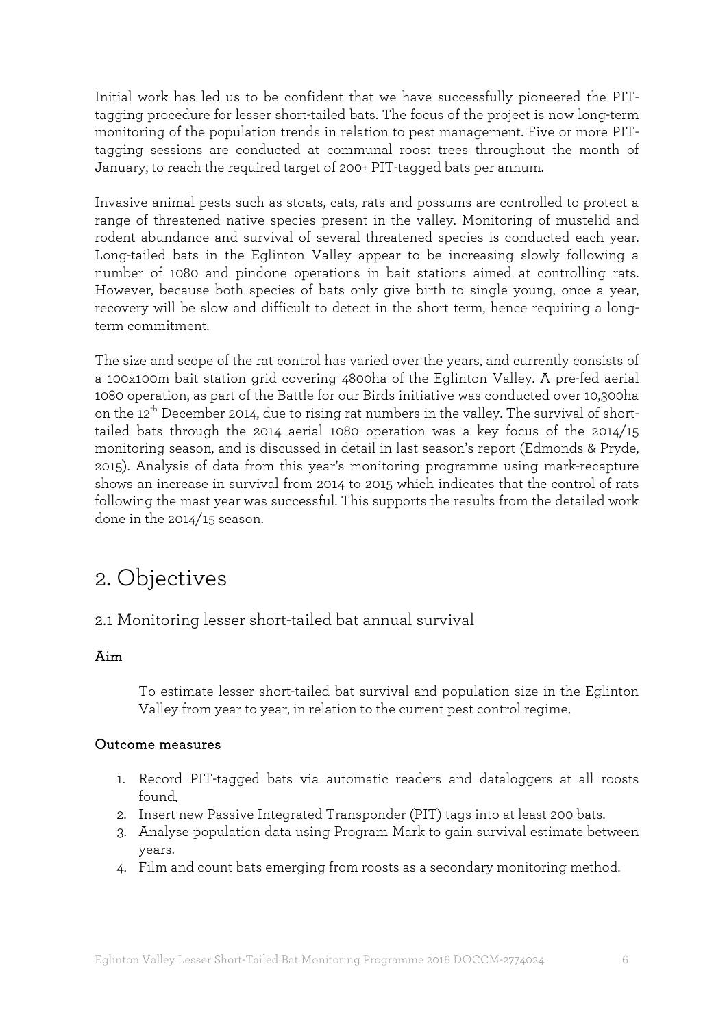Initial work has led us to be confident that we have successfully pioneered the PIT-tagging procedure for lesser short-tailed bats. The focus of the project is now long-term monitoring of the population trends in relation to pest management. Five or more PIT-tagging sessions are conducted at communal roost trees throughout the month of January, to reach the required target of 200+ PIT-tagged bats per annum.

Invasive animal pests such as stoats, cats, rats and possums are controlled to protect a range of threatened native species present in the valley. Monitoring of mustelid and rodent abundance and survival of several threatened species is conducted each year. Long-tailed bats in the Eglinton Valley appear to be increasing slowly following a number of 1080 and pindone operations in bait stations aimed at controlling rats. However, because both species of bats only give birth to single young, once a year, recovery will be slow and difficult to detect in the short term, hence requiring a long-term commitment.

The size and scope of the rat control has varied over the years, and currently consists of a 100x100m bait station grid covering 4800ha of the Eglinton Valley. A pre-fed aerial 1080 operation, as part of the Battle for our Birds initiative was conducted over 10,300ha on the 12th December 2014, due to rising rat numbers in the valley. The survival of short-tailed bats through the 2014 aerial 1080 operation was a key focus of the 2014/15 monitoring season, and is discussed in detail in last season's report (Edmonds & Pryde, 2015). Analysis of data from this year's monitoring programme using mark-recapture shows an increase in survival from 2014 to 2015 which indicates that the control of rats following the mast year was successful. This supports the results from the detailed work done in the 2014/15 season.

# 2. Objectives

## 2.1 Monitoring lesser short-tailed bat annual survival

**Aim**

To estimate lesser short-tailed bat survival and population size in the Eglinton Valley from year to year, in relation to the current pest control regime.

**Outcome measures**

1. Record PIT-tagged bats via automatic readers and dataloggers at all roosts found.
2. Insert new Passive Integrated Transponder (PIT) tags into at least 200 bats.
3. Analyse population data using Program Mark to gain survival estimate between years.
4. Film and count bats emerging from roosts as a secondary monitoring method.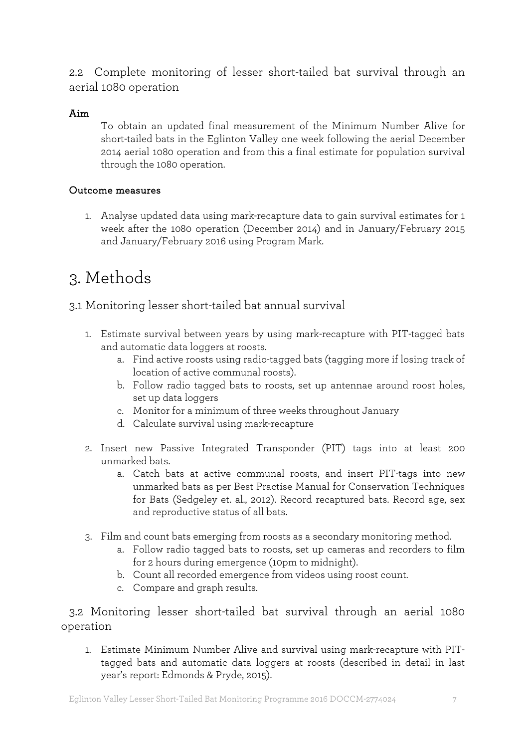### 2.2 Complete monitoring of lesser short-tailed bat survival through an aerial 1080 operation

**Aim**

To obtain an updated final measurement of the Minimum Number Alive for short-tailed bats in the Eglinton Valley one week following the aerial December 2014 aerial 1080 operation and from this a final estimate for population survival through the 1080 operation.

**Outcome measures**

1. Analyse updated data using mark-recapture data to gain survival estimates for 1 week after the 1080 operation (December 2014) and in January/February 2015 and January/February 2016 using Program Mark.

# 3. Methods

## 3.1 Monitoring lesser short-tailed bat annual survival

1. Estimate survival between years by using mark-recapture with PIT-tagged bats and automatic data loggers at roosts.
   a. Find active roosts using radio-tagged bats (tagging more if losing track of location of active communal roosts).
   b. Follow radio tagged bats to roosts, set up antennae around roost holes, set up data loggers
   c. Monitor for a minimum of three weeks throughout January
   d. Calculate survival using mark-recapture
2. Insert new Passive Integrated Transponder (PIT) tags into at least 200 unmarked bats.
   a. Catch bats at active communal roosts, and insert PIT-tags into new unmarked bats as per Best Practise Manual for Conservation Techniques for Bats (Sedgeley et. al., 2012). Record recaptured bats. Record age, sex and reproductive status of all bats.
3. Film and count bats emerging from roosts as a secondary monitoring method.
   a. Follow radio tagged bats to roosts, set up cameras and recorders to film for 2 hours during emergence (10pm to midnight).
   b. Count all recorded emergence from videos using roost count.
   c. Compare and graph results.

## 3.2 Monitoring lesser short-tailed bat survival through an aerial 1080 operation

1. Estimate Minimum Number Alive and survival using mark-recapture with PIT-tagged bats and automatic data loggers at roosts (described in detail in last year's report: Edmonds & Pryde, 2015).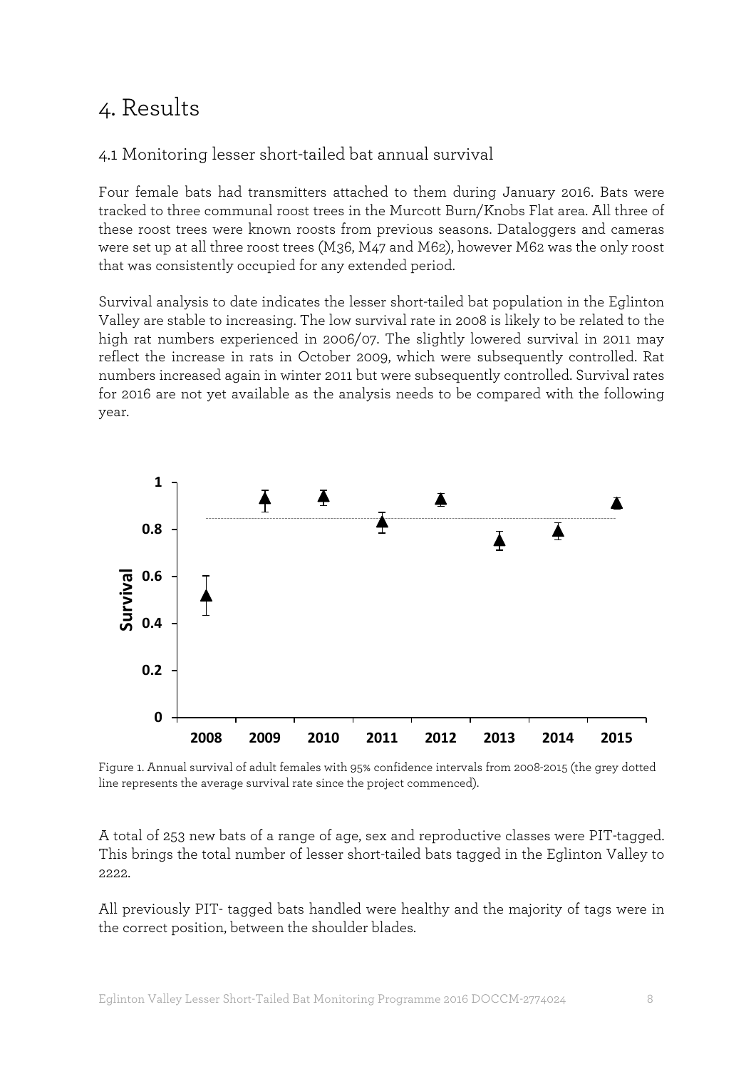# 4. Results

## 4.1 Monitoring lesser short-tailed bat annual survival

Four female bats had transmitters attached to them during January 2016. Bats were tracked to three communal roost trees in the Murcott Burn/Knobs Flat area. All three of these roost trees were known roosts from previous seasons. Dataloggers and cameras were set up at all three roost trees (M36, M47 and M62), however M62 was the only roost that was consistently occupied for any extended period.

Survival analysis to date indicates the lesser short-tailed bat population in the Eglinton Valley are stable to increasing. The low survival rate in 2008 is likely to be related to the high rat numbers experienced in 2006/07. The slightly lowered survival in 2011 may reflect the increase in rats in October 2009, which were subsequently controlled. Rat numbers increased again in winter 2011 but were subsequently controlled. Survival rates for 2016 are not yet available as the analysis needs to be compared with the following year.

Figure 1. Annual survival of adult females with 95% confidence intervals from 2008-2015 (the grey dotted line represents the average survival rate since the project commenced).

A total of 253 new bats of a range of age, sex and reproductive classes were PIT-tagged. This brings the total number of lesser short-tailed bats tagged in the Eglinton Valley to 2222.

All previously PIT- tagged bats handled were healthy and the majority of tags were in the correct position, between the shoulder blades.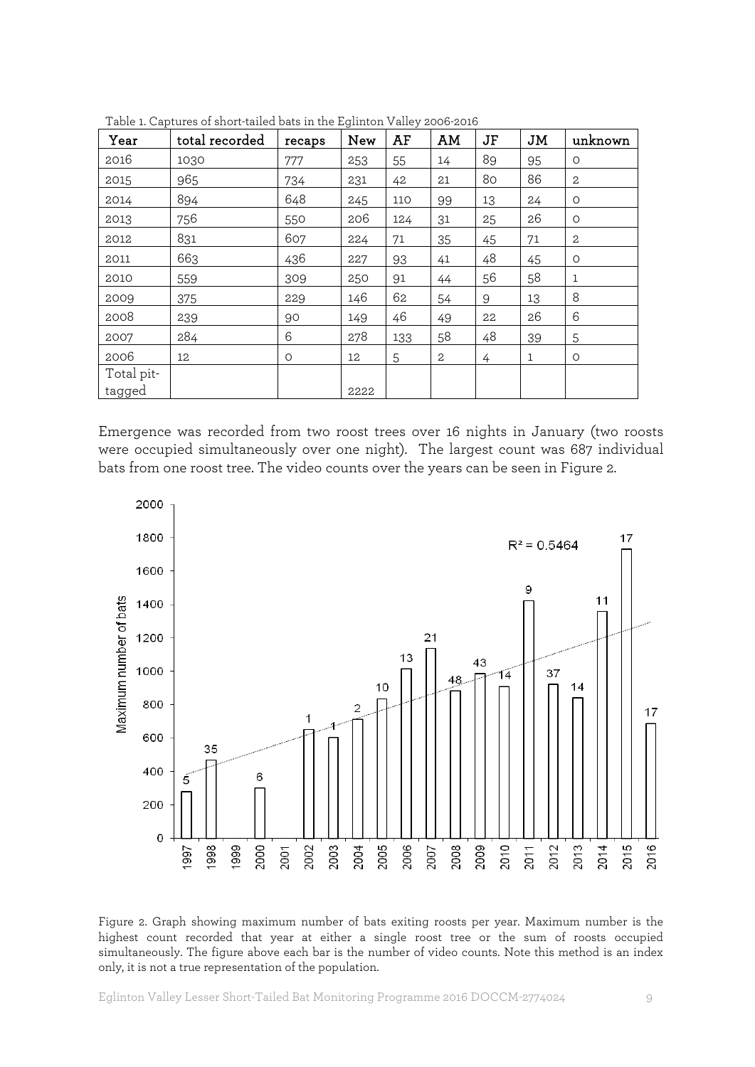Table 1. Captures of short-tailed bats in the Eglinton Valley 2006-2016

| Year | total recorded | recaps | New | AF | AM | JF | JM | unknown |
|---|---|---|---|---|---|---|---|---|
| 2016 | 1030 | 777 | 253 | 55 | 14 | 89 | 95 | 0 |
| 2015 | 965 | 734 | 231 | 42 | 21 | 80 | 86 | 2 |
| 2014 | 894 | 648 | 245 | 110 | 99 | 13 | 24 | 0 |
| 2013 | 756 | 550 | 206 | 124 | 31 | 25 | 26 | 0 |
| 2012 | 831 | 607 | 224 | 71 | 35 | 45 | 71 | 2 |
| 2011 | 663 | 436 | 227 | 93 | 41 | 48 | 45 | 0 |
| 2010 | 559 | 309 | 250 | 91 | 44 | 56 | 58 | 1 |
| 2009 | 375 | 229 | 146 | 62 | 54 | 9 | 13 | 8 |
| 2008 | 239 | 90 | 149 | 46 | 49 | 22 | 26 | 6 |
| 2007 | 284 | 6 | 278 | 133 | 58 | 48 | 39 | 5 |
| 2006 | 12 | 0 | 12 | 5 | 2 | 4 | 1 | 0 |
| Total pit-tagged | | | 2222 | | | | | |

Emergence was recorded from two roost trees over 16 nights in January (two roosts were occupied simultaneously over one night). The largest count was 687 individual bats from one roost tree. The video counts over the years can be seen in Figure 2.

Figure 2. Graph showing maximum number of bats exiting roosts per year. Maximum number is the highest count recorded that year at either a single roost tree or the sum of roosts occupied simultaneously. The figure above each bar is the number of video counts. Note this method is an index only, it is not a true representation of the population.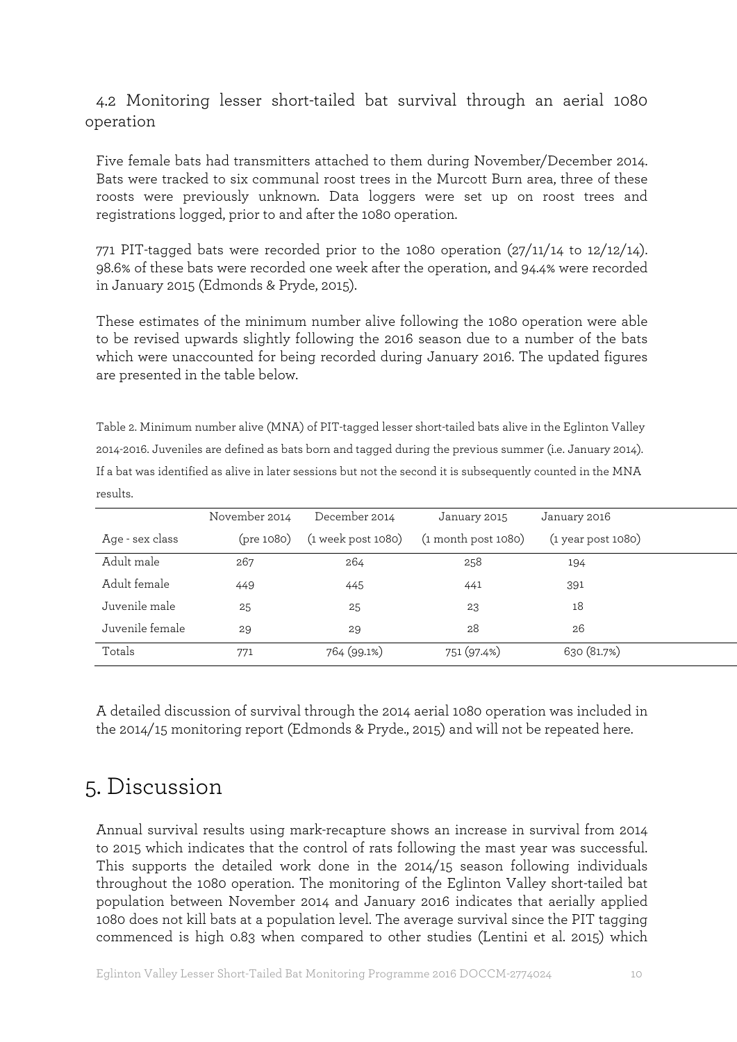### 4.2 Monitoring lesser short-tailed bat survival through an aerial 1080 operation

Five female bats had transmitters attached to them during November/December 2014. Bats were tracked to six communal roost trees in the Murcott Burn area, three of these roosts were previously unknown. Data loggers were set up on roost trees and registrations logged, prior to and after the 1080 operation.

771 PIT-tagged bats were recorded prior to the 1080 operation (27/11/14 to 12/12/14). 98.6% of these bats were recorded one week after the operation, and 94.4% were recorded in January 2015 (Edmonds & Pryde, 2015).

These estimates of the minimum number alive following the 1080 operation were able to be revised upwards slightly following the 2016 season due to a number of the bats which were unaccounted for being recorded during January 2016. The updated figures are presented in the table below.

Table 2. Minimum number alive (MNA) of PIT-tagged lesser short-tailed bats alive in the Eglinton Valley 2014-2016. Juveniles are defined as bats born and tagged during the previous summer (i.e. January 2014). If a bat was identified as alive in later sessions but not the second it is subsequently counted in the MNA results.

| | November 2014 | December 2014 | January 2015 | January 2016 |
|---|---|---|---|---|
| Age - sex class | (pre 1080) | (1 week post 1080) | (1 month post 1080) | (1 year post 1080) |
| Adult male | 267 | 264 | 258 | 194 |
| Adult female | 449 | 445 | 441 | 391 |
| Juvenile male | 25 | 25 | 23 | 18 |
| Juvenile female | 29 | 29 | 28 | 26 |
| Totals | 771 | 764 (99.1%) | 751 (97.4%) | 630 (81.7%) |

A detailed discussion of survival through the 2014 aerial 1080 operation was included in the 2014/15 monitoring report (Edmonds & Pryde., 2015) and will not be repeated here.

# 5. Discussion

Annual survival results using mark-recapture shows an increase in survival from 2014 to 2015 which indicates that the control of rats following the mast year was successful. This supports the detailed work done in the 2014/15 season following individuals throughout the 1080 operation. The monitoring of the Eglinton Valley short-tailed bat population between November 2014 and January 2016 indicates that aerially applied 1080 does not kill bats at a population level. The average survival since the PIT tagging commenced is high 0.83 when compared to other studies (Lentini et al. 2015) which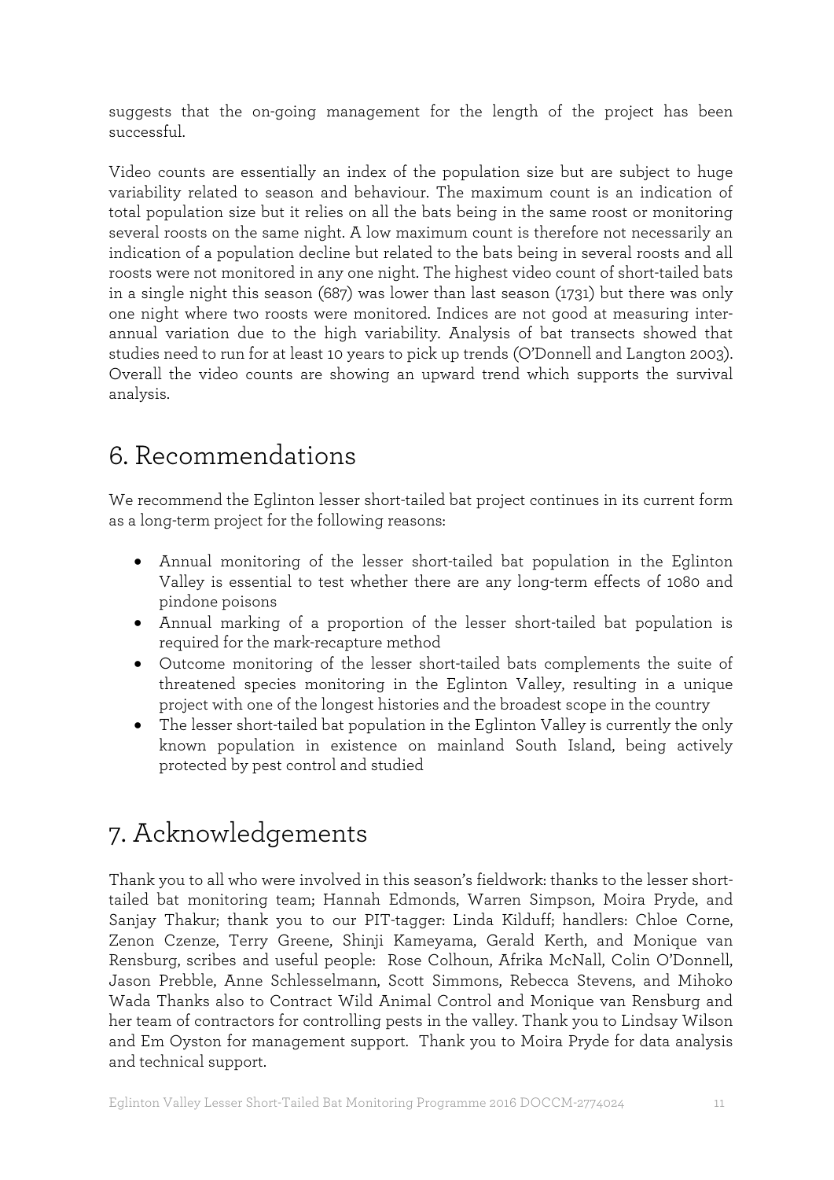suggests that the on-going management for the length of the project has been successful.

Video counts are essentially an index of the population size but are subject to huge variability related to season and behaviour. The maximum count is an indication of total population size but it relies on all the bats being in the same roost or monitoring several roosts on the same night. A low maximum count is therefore not necessarily an indication of a population decline but related to the bats being in several roosts and all roosts were not monitored in any one night. The highest video count of short-tailed bats in a single night this season (687) was lower than last season (1731) but there was only one night where two roosts were monitored. Indices are not good at measuring inter-annual variation due to the high variability. Analysis of bat transects showed that studies need to run for at least 10 years to pick up trends (O'Donnell and Langton 2003). Overall the video counts are showing an upward trend which supports the survival analysis.

# 6. Recommendations

We recommend the Eglinton lesser short-tailed bat project continues in its current form as a long-term project for the following reasons:

- Annual monitoring of the lesser short-tailed bat population in the Eglinton Valley is essential to test whether there are any long-term effects of 1080 and pindone poisons
- Annual marking of a proportion of the lesser short-tailed bat population is required for the mark-recapture method
- Outcome monitoring of the lesser short-tailed bats complements the suite of threatened species monitoring in the Eglinton Valley, resulting in a unique project with one of the longest histories and the broadest scope in the country
- The lesser short-tailed bat population in the Eglinton Valley is currently the only known population in existence on mainland South Island, being actively protected by pest control and studied

# 7. Acknowledgements

Thank you to all who were involved in this season's fieldwork: thanks to the lesser short-tailed bat monitoring team; Hannah Edmonds, Warren Simpson, Moira Pryde, and Sanjay Thakur; thank you to our PIT-tagger: Linda Kilduff; handlers: Chloe Corne, Zenon Czenze, Terry Greene, Shinji Kameyama, Gerald Kerth, and Monique van Rensburg, scribes and useful people: Rose Colhoun, Afrika McNall, Colin O'Donnell, Jason Prebble, Anne Schlesselmann, Scott Simmons, Rebecca Stevens, and Mihoko Wada Thanks also to Contract Wild Animal Control and Monique van Rensburg and her team of contractors for controlling pests in the valley. Thank you to Lindsay Wilson and Em Oyston for management support. Thank you to Moira Pryde for data analysis and technical support.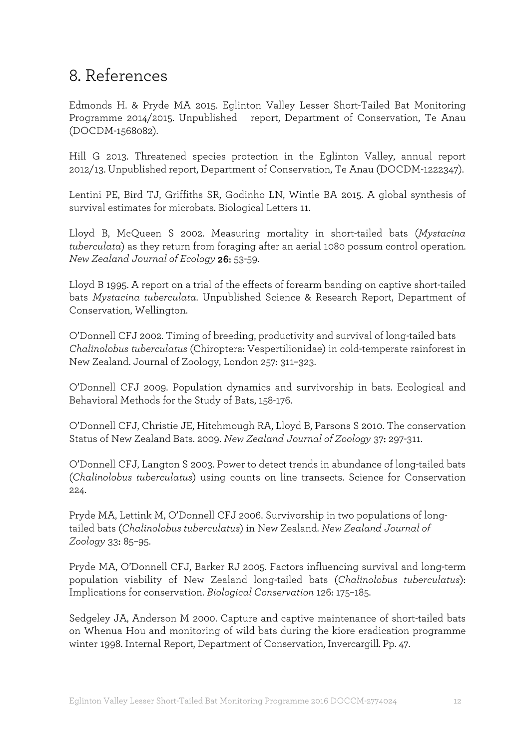# 8. References

Edmonds H. & Pryde MA 2015. Eglinton Valley Lesser Short-Tailed Bat Monitoring Programme 2014/2015. Unpublished report, Department of Conservation, Te Anau (DOCDM-1568082).

Hill G 2013. Threatened species protection in the Eglinton Valley, annual report 2012/13. Unpublished report, Department of Conservation, Te Anau (DOCDM-1222347).

Lentini PE, Bird TJ, Griffiths SR, Godinho LN, Wintle BA 2015. A global synthesis of survival estimates for microbats. Biological Letters 11.

Lloyd B, McQueen S 2002. Measuring mortality in short-tailed bats (*Mystacina tuberculata*) as they return from foraging after an aerial 1080 possum control operation. *New Zealand Journal of Ecology* **26:** 53-59.

Lloyd B 1995. A report on a trial of the effects of forearm banding on captive short-tailed bats *Mystacina tuberculata*. Unpublished Science & Research Report, Department of Conservation, Wellington.

O'Donnell CFJ 2002. Timing of breeding, productivity and survival of long-tailed bats *Chalinolobus tuberculatus* (Chiroptera: Vespertilionidae) in cold-temperate rainforest in New Zealand. Journal of Zoology, London 257: 311–323.

O'Donnell CFJ 2009. Population dynamics and survivorship in bats. Ecological and Behavioral Methods for the Study of Bats, 158-176.

O'Donnell CFJ, Christie JE, Hitchmough RA, Lloyd B, Parsons S 2010. The conservation Status of New Zealand Bats. 2009. *New Zealand Journal of Zoology* 37**:** 297-311.

O'Donnell CFJ, Langton S 2003. Power to detect trends in abundance of long-tailed bats (*Chalinolobus tuberculatus*) using counts on line transects. Science for Conservation 224.

Pryde MA, Lettink M, O'Donnell CFJ 2006. Survivorship in two populations of long-tailed bats (*Chalinolobus tuberculatus*) in New Zealand. *New Zealand Journal of Zoology* 33**:** 85–95.

Pryde MA, O'Donnell CFJ, Barker RJ 2005. Factors influencing survival and long-term population viability of New Zealand long-tailed bats (*Chalinolobus tuberculatus*): Implications for conservation. *Biological Conservation* 126: 175–185.

Sedgeley JA, Anderson M 2000. Capture and captive maintenance of short-tailed bats on Whenua Hou and monitoring of wild bats during the kiore eradication programme winter 1998. Internal Report, Department of Conservation, Invercargill. Pp. 47.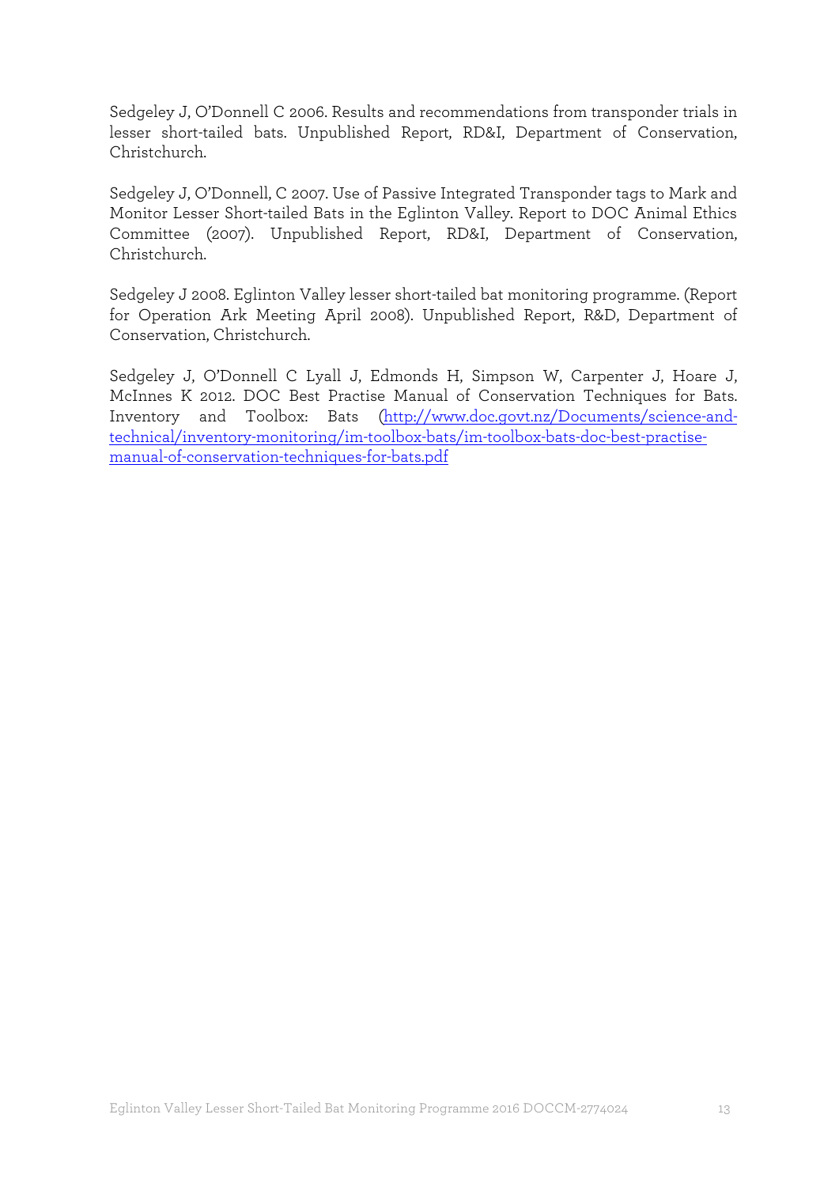Sedgeley J, O'Donnell C 2006. Results and recommendations from transponder trials in lesser short-tailed bats. Unpublished Report, RD&I, Department of Conservation, Christchurch.

Sedgeley J, O'Donnell, C 2007. Use of Passive Integrated Transponder tags to Mark and Monitor Lesser Short-tailed Bats in the Eglinton Valley. Report to DOC Animal Ethics Committee (2007). Unpublished Report, RD&I, Department of Conservation, Christchurch.

Sedgeley J 2008. Eglinton Valley lesser short-tailed bat monitoring programme. (Report for Operation Ark Meeting April 2008). Unpublished Report, R&D, Department of Conservation, Christchurch.

Sedgeley J, O'Donnell C Lyall J, Edmonds H, Simpson W, Carpenter J, Hoare J, McInnes K 2012. DOC Best Practise Manual of Conservation Techniques for Bats. Inventory and Toolbox: Bats (http://www.doc.govt.nz/Documents/science-and-technical/inventory-monitoring/im-toolbox-bats/im-toolbox-bats-doc-best-practise-manual-of-conservation-techniques-for-bats.pdf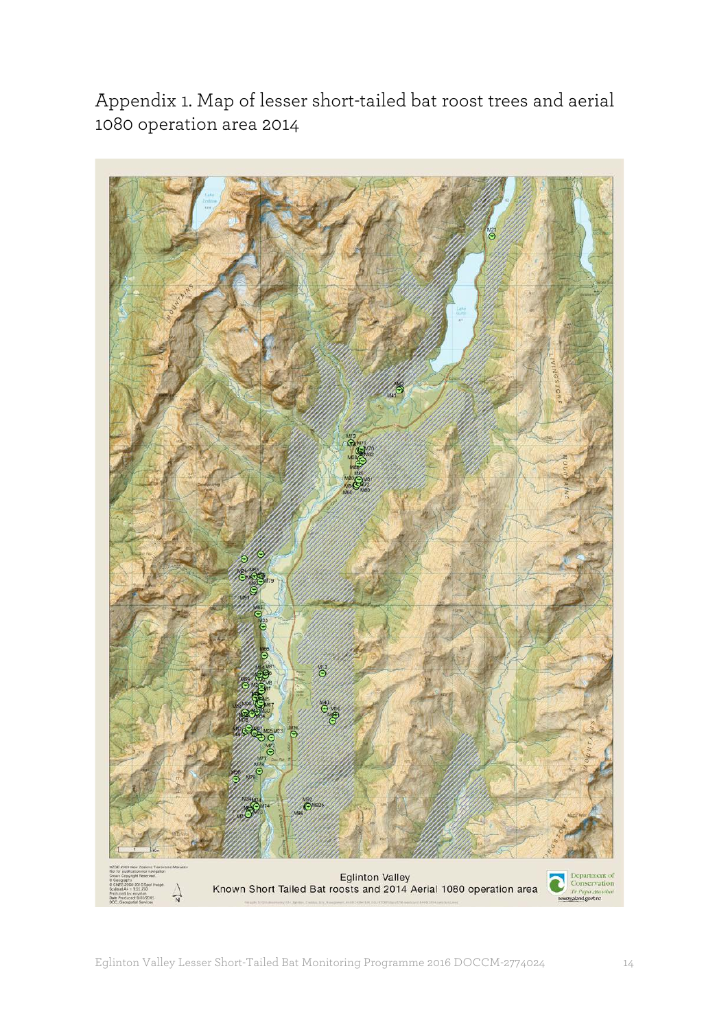# Appendix 1. Map of lesser short-tailed bat roost trees and aerial 1080 operation area 2014

Eglinton Valley
Known Short Tailed Bat roosts and 2014 Aerial 1080 operation area

Department of Conservation
Te Papa Atawhai
newzealand.govt.nz